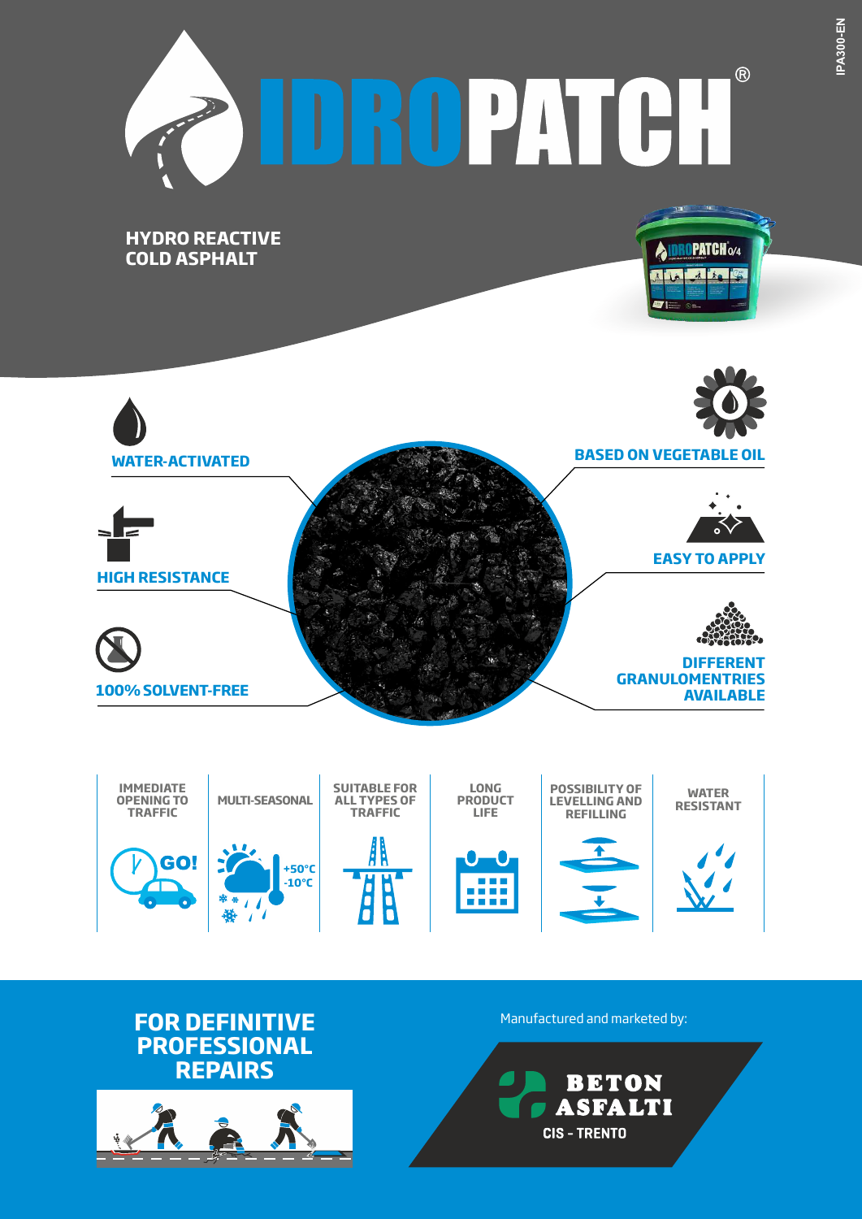# IDROPATCH®

**HYDRO REACTIVE COLD ASPHALT**

- **WATER-ACTIVATED**
- **HIGH RESISTANCE**
- **100% SOLVENT-FREE**
- **BASED ON VEGETABLE OIL**
- **EASY TO APPLY**
- **DIFFERENT GRANULOMENTRIES AVAILABLE**

| IMMEDIATE OPENING TO TRAFFIC | MULTI-SEASONAL | SUITABLE FOR ALL TYPES OF TRAFFIC | LONG PRODUCT LIFE | POSSIBILITY OF LEVELLING AND REFILLING | WATER RESISTANT |
|---|---|---|---|---|---|
| GO! | +50°C -10°C | | | | |

## FOR DEFINITIVE PROFESSIONAL REPAIRS

Manufactured and marketed by:

**BETON ASFALTI**
CIS - TRENTO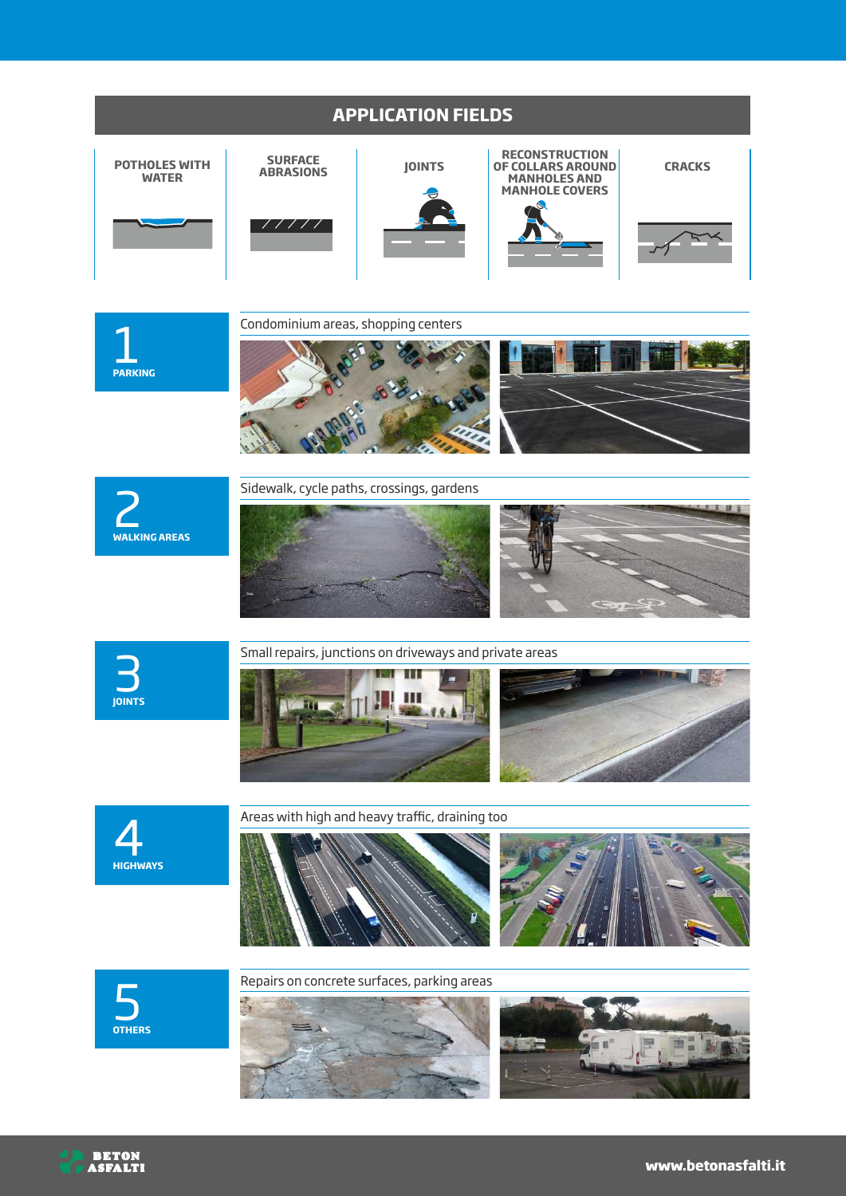## APPLICATION FIELDS

| POTHOLES WITH WATER | SURFACE ABRASIONS | JOINTS | RECONSTRUCTION OF COLLARS AROUND MANHOLES AND MANHOLE COVERS | CRACKS |
|---|---|---|---|---|

### 1 PARKING

Condominium areas, shopping centers

### 2 WALKING AREAS

Sidewalk, cycle paths, crossings, gardens

### 3 JOINTS

Small repairs, junctions on driveways and private areas

### 4 HIGHWAYS

Areas with high and heavy traffic, draining too

### 5 OTHERS

Repairs on concrete surfaces, parking areas

BETON ASFALTI

www.betonasfalti.it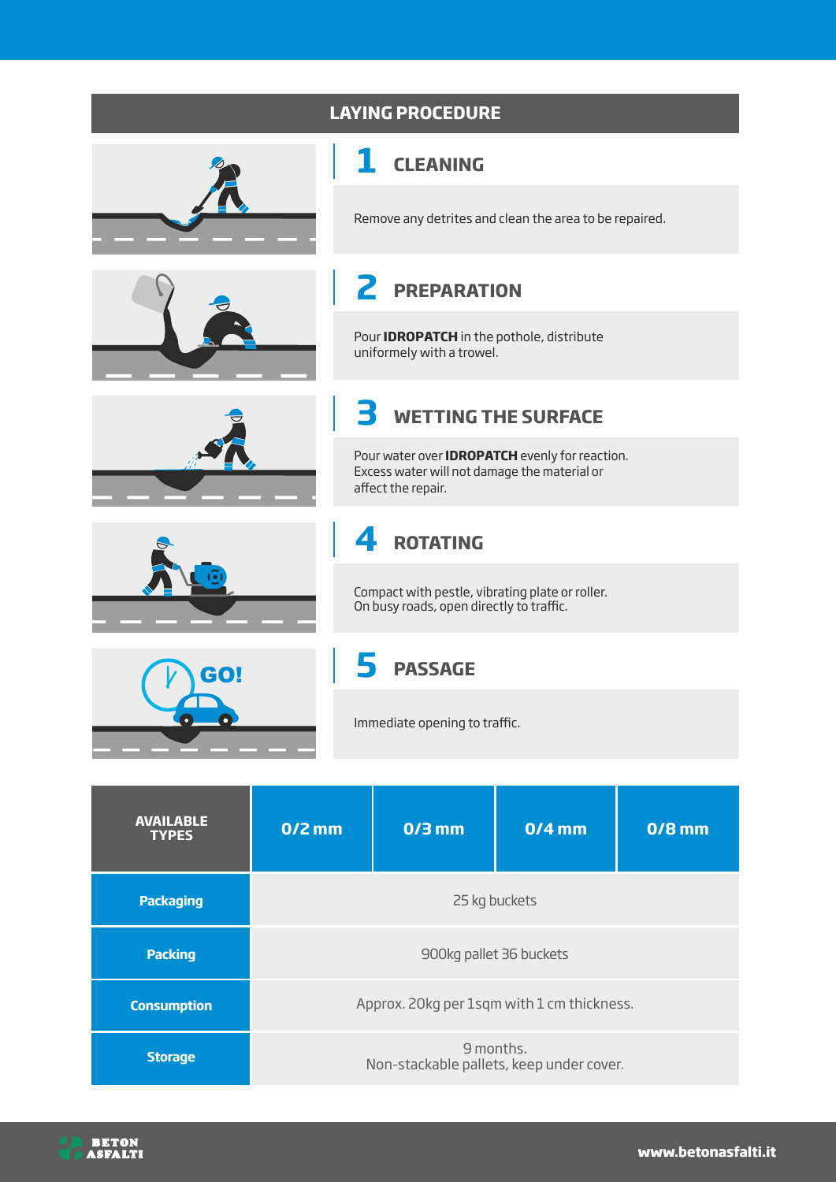## LAYING PROCEDURE

### 1 CLEANING

Remove any detrites and clean the area to be repaired.

### 2 PREPARATION

Pour **IDROPATCH** in the pothole, distribute uniformely with a trowel.

### 3 WETTING THE SURFACE

Pour water over **IDROPATCH** evenly for reaction. Excess water will not damage the material or affect the repair.

### 4 ROTATING

Compact with pestle, vibrating plate or roller. On busy roads, open directly to traffic.

### 5 PASSAGE

Immediate opening to traffic.

| AVAILABLE TYPES | 0/2 mm | 0/3 mm | 0/4 mm | 0/8 mm |
|---|---|---|---|---|
| Packaging | 25 kg buckets | | | |
| Packing | 900kg pallet 36 buckets | | | |
| Consumption | Approx. 20kg per 1sqm with 1 cm thickness. | | | |
| Storage | 9 months. Non-stackable pallets, keep under cover. | | | |

BETON ASFALTI

www.betonasfalti.it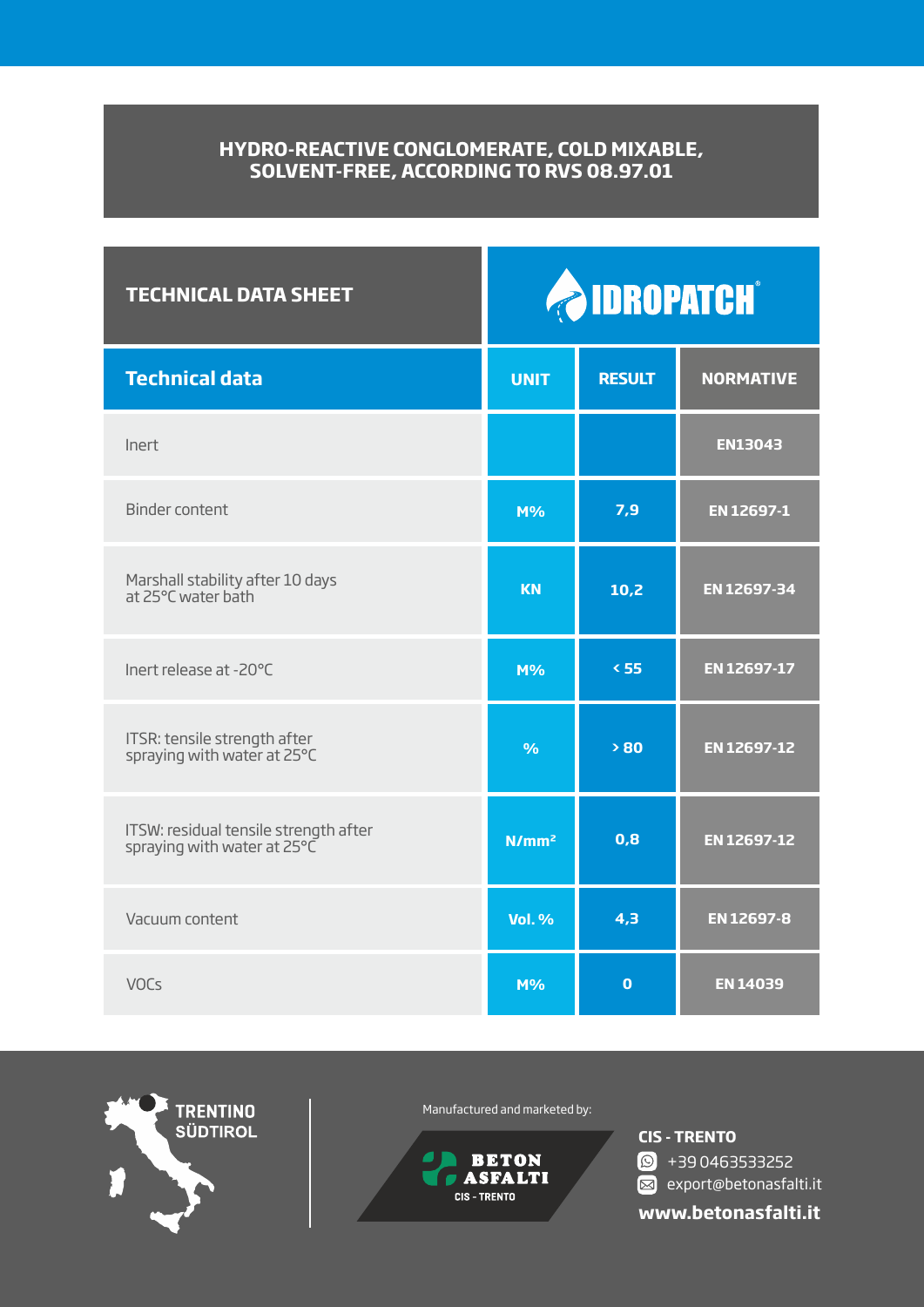# HYDRO-REACTIVE CONGLOMERATE, COLD MIXABLE, SOLVENT-FREE, ACCORDING TO RVS 08.97.01

## TECHNICAL DATA SHEET

**IDROPATCH®**

| Technical data | UNIT | RESULT | NORMATIVE |
|---|---|---|---|
| Inert | | | EN13043 |
| Binder content | M% | 7,9 | EN 12697-1 |
| Marshall stability after 10 days at 25°C water bath | KN | 10,2 | EN 12697-34 |
| Inert release at -20°C | M% | < 55 | EN 12697-17 |
| ITSR: tensile strength after spraying with water at 25°C | % | > 80 | EN 12697-12 |
| ITSW: residual tensile strength after spraying with water at 25°C | N/mm² | 0,8 | EN 12697-12 |
| Vacuum content | Vol. % | 4,3 | EN 12697-8 |
| VOCs | M% | 0 | EN 14039 |

TRENTINO SÜDTIROL

Manufactured and marketed by:

BETON ASFALTI
CIS - TRENTO

**CIS - TRENTO**
+39 0463533252
export@betonasfalti.it
**www.betonasfalti.it**